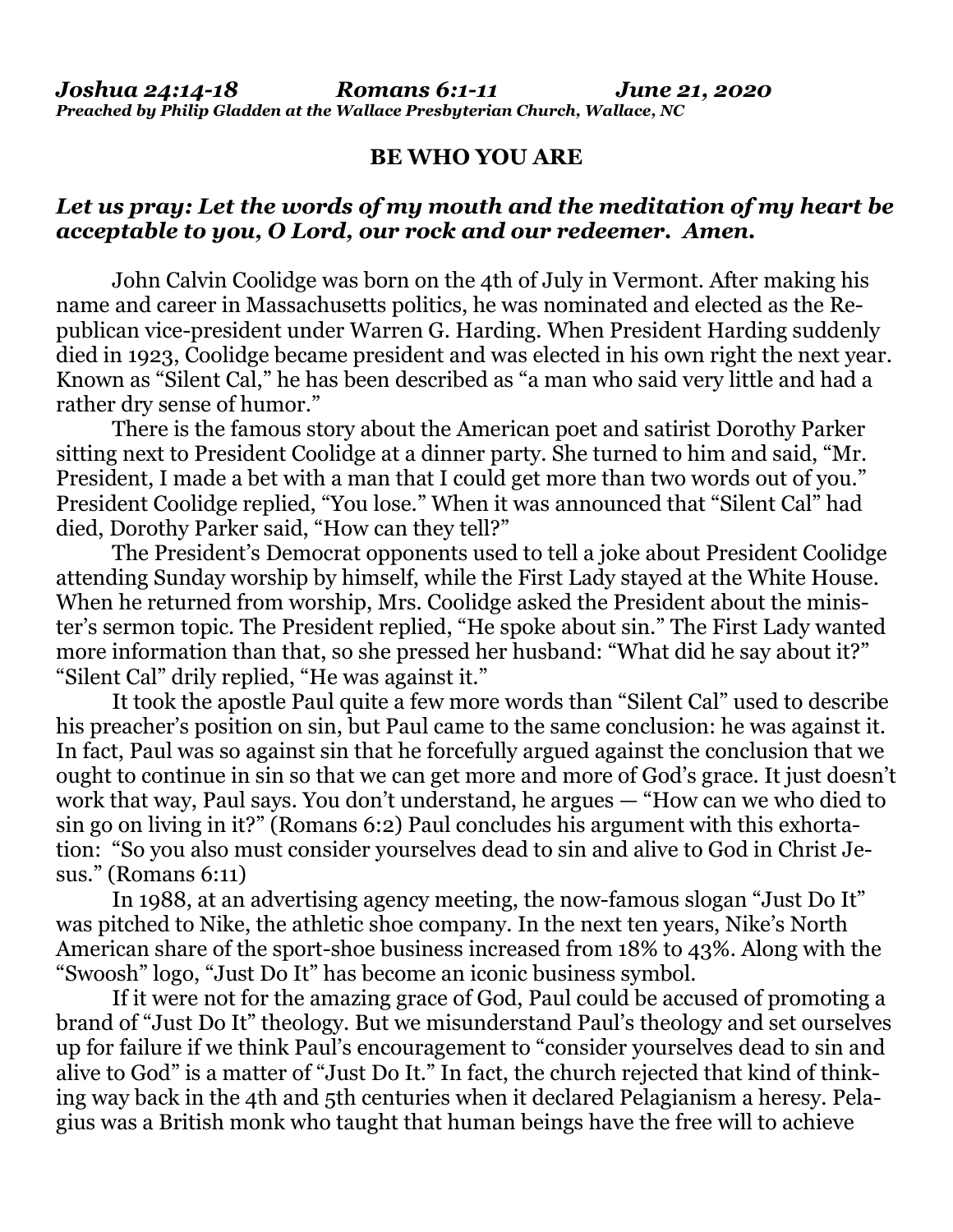***Joshua 24:14-18 Romans 6:1-11 June 21, 2020***
***Preached by Philip Gladden at the Wallace Presbyterian Church, Wallace, NC***

## BE WHO YOU ARE

***Let us pray: Let the words of my mouth and the meditation of my heart be acceptable to you, O Lord, our rock and our redeemer. Amen.***

John Calvin Coolidge was born on the 4th of July in Vermont. After making his name and career in Massachusetts politics, he was nominated and elected as the Republican vice-president under Warren G. Harding. When President Harding suddenly died in 1923, Coolidge became president and was elected in his own right the next year. Known as "Silent Cal," he has been described as "a man who said very little and had a rather dry sense of humor."

There is the famous story about the American poet and satirist Dorothy Parker sitting next to President Coolidge at a dinner party. She turned to him and said, "Mr. President, I made a bet with a man that I could get more than two words out of you." President Coolidge replied, "You lose." When it was announced that "Silent Cal" had died, Dorothy Parker said, "How can they tell?"

The President's Democrat opponents used to tell a joke about President Coolidge attending Sunday worship by himself, while the First Lady stayed at the White House. When he returned from worship, Mrs. Coolidge asked the President about the minister's sermon topic. The President replied, "He spoke about sin." The First Lady wanted more information than that, so she pressed her husband: "What did he say about it?" "Silent Cal" drily replied, "He was against it."

It took the apostle Paul quite a few more words than "Silent Cal" used to describe his preacher's position on sin, but Paul came to the same conclusion: he was against it. In fact, Paul was so against sin that he forcefully argued against the conclusion that we ought to continue in sin so that we can get more and more of God's grace. It just doesn't work that way, Paul says. You don't understand, he argues — "How can we who died to sin go on living in it?" (Romans 6:2) Paul concludes his argument with this exhortation: "So you also must consider yourselves dead to sin and alive to God in Christ Jesus." (Romans 6:11)

In 1988, at an advertising agency meeting, the now-famous slogan "Just Do It" was pitched to Nike, the athletic shoe company. In the next ten years, Nike's North American share of the sport-shoe business increased from 18% to 43%. Along with the "Swoosh" logo, "Just Do It" has become an iconic business symbol.

If it were not for the amazing grace of God, Paul could be accused of promoting a brand of "Just Do It" theology. But we misunderstand Paul's theology and set ourselves up for failure if we think Paul's encouragement to "consider yourselves dead to sin and alive to God" is a matter of "Just Do It." In fact, the church rejected that kind of thinking way back in the 4th and 5th centuries when it declared Pelagianism a heresy. Pelagius was a British monk who taught that human beings have the free will to achieve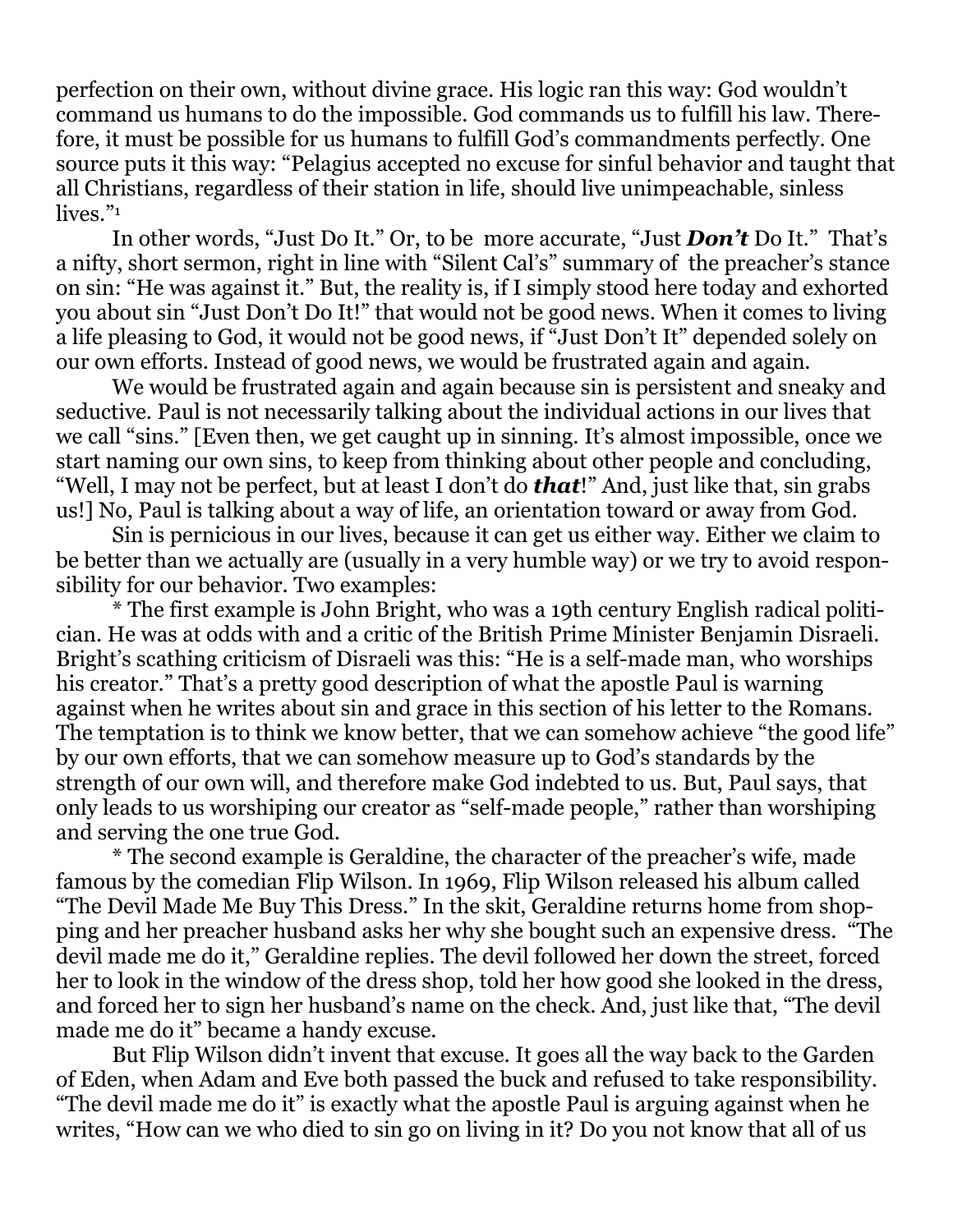perfection on their own, without divine grace. His logic ran this way: God wouldn't command us humans to do the impossible. God commands us to fulfill his law. Therefore, it must be possible for us humans to fulfill God's commandments perfectly. One source puts it this way: "Pelagius accepted no excuse for sinful behavior and taught that all Christians, regardless of their station in life, should live unimpeachable, sinless lives."[1]

In other words, "Just Do It." Or, to be more accurate, "Just ***Don't*** Do It." That's a nifty, short sermon, right in line with "Silent Cal's" summary of the preacher's stance on sin: "He was against it." But, the reality is, if I simply stood here today and exhorted you about sin "Just Don't Do It!" that would not be good news. When it comes to living a life pleasing to God, it would not be good news, if "Just Don't It" depended solely on our own efforts. Instead of good news, we would be frustrated again and again.

We would be frustrated again and again because sin is persistent and sneaky and seductive. Paul is not necessarily talking about the individual actions in our lives that we call "sins." [Even then, we get caught up in sinning. It's almost impossible, once we start naming our own sins, to keep from thinking about other people and concluding, "Well, I may not be perfect, but at least I don't do ***that***!" And, just like that, sin grabs us!] No, Paul is talking about a way of life, an orientation toward or away from God.

Sin is pernicious in our lives, because it can get us either way. Either we claim to be better than we actually are (usually in a very humble way) or we try to avoid responsibility for our behavior. Two examples:

* The first example is John Bright, who was a 19th century English radical politician. He was at odds with and a critic of the British Prime Minister Benjamin Disraeli. Bright's scathing criticism of Disraeli was this: "He is a self-made man, who worships his creator." That's a pretty good description of what the apostle Paul is warning against when he writes about sin and grace in this section of his letter to the Romans. The temptation is to think we know better, that we can somehow achieve "the good life" by our own efforts, that we can somehow measure up to God's standards by the strength of our own will, and therefore make God indebted to us. But, Paul says, that only leads to us worshiping our creator as "self-made people," rather than worshiping and serving the one true God.

* The second example is Geraldine, the character of the preacher's wife, made famous by the comedian Flip Wilson. In 1969, Flip Wilson released his album called "The Devil Made Me Buy This Dress." In the skit, Geraldine returns home from shopping and her preacher husband asks her why she bought such an expensive dress. "The devil made me do it," Geraldine replies. The devil followed her down the street, forced her to look in the window of the dress shop, told her how good she looked in the dress, and forced her to sign her husband's name on the check. And, just like that, "The devil made me do it" became a handy excuse.

But Flip Wilson didn't invent that excuse. It goes all the way back to the Garden of Eden, when Adam and Eve both passed the buck and refused to take responsibility. "The devil made me do it" is exactly what the apostle Paul is arguing against when he writes, "How can we who died to sin go on living in it? Do you not know that all of us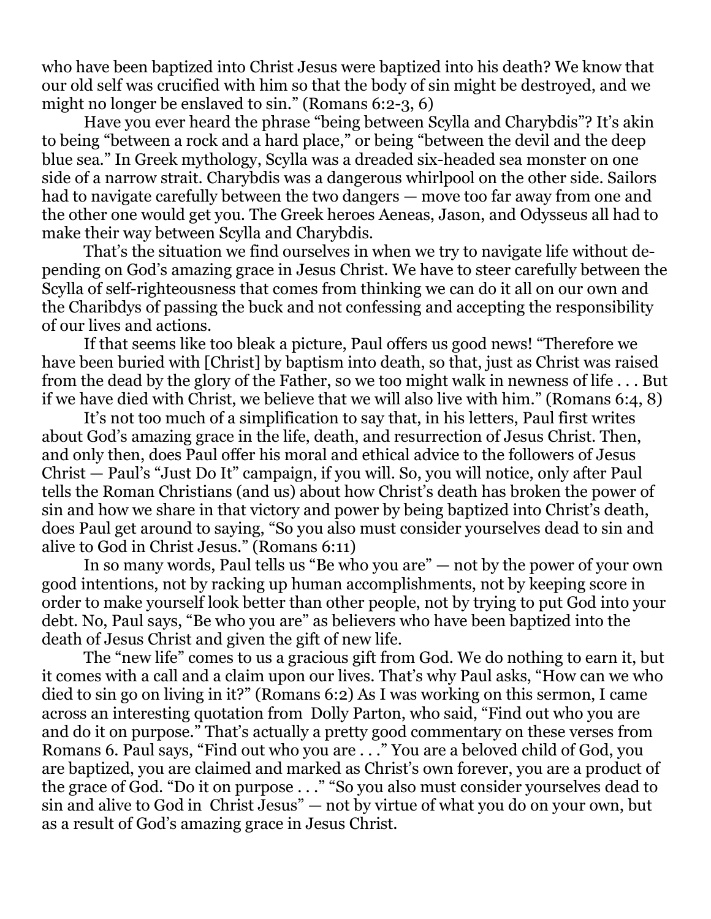who have been baptized into Christ Jesus were baptized into his death? We know that our old self was crucified with him so that the body of sin might be destroyed, and we might no longer be enslaved to sin." (Romans 6:2-3, 6)

Have you ever heard the phrase "being between Scylla and Charybdis"? It's akin to being "between a rock and a hard place," or being "between the devil and the deep blue sea." In Greek mythology, Scylla was a dreaded six-headed sea monster on one side of a narrow strait. Charybdis was a dangerous whirlpool on the other side. Sailors had to navigate carefully between the two dangers — move too far away from one and the other one would get you. The Greek heroes Aeneas, Jason, and Odysseus all had to make their way between Scylla and Charybdis.

That's the situation we find ourselves in when we try to navigate life without depending on God's amazing grace in Jesus Christ. We have to steer carefully between the Scylla of self-righteousness that comes from thinking we can do it all on our own and the Charibdys of passing the buck and not confessing and accepting the responsibility of our lives and actions.

If that seems like too bleak a picture, Paul offers us good news! "Therefore we have been buried with [Christ] by baptism into death, so that, just as Christ was raised from the dead by the glory of the Father, so we too might walk in newness of life . . . But if we have died with Christ, we believe that we will also live with him." (Romans 6:4, 8)

It's not too much of a simplification to say that, in his letters, Paul first writes about God's amazing grace in the life, death, and resurrection of Jesus Christ. Then, and only then, does Paul offer his moral and ethical advice to the followers of Jesus Christ — Paul's "Just Do It" campaign, if you will. So, you will notice, only after Paul tells the Roman Christians (and us) about how Christ's death has broken the power of sin and how we share in that victory and power by being baptized into Christ's death, does Paul get around to saying, "So you also must consider yourselves dead to sin and alive to God in Christ Jesus." (Romans 6:11)

In so many words, Paul tells us "Be who you are" — not by the power of your own good intentions, not by racking up human accomplishments, not by keeping score in order to make yourself look better than other people, not by trying to put God into your debt. No, Paul says, "Be who you are" as believers who have been baptized into the death of Jesus Christ and given the gift of new life.

The "new life" comes to us a gracious gift from God. We do nothing to earn it, but it comes with a call and a claim upon our lives. That's why Paul asks, "How can we who died to sin go on living in it?" (Romans 6:2) As I was working on this sermon, I came across an interesting quotation from Dolly Parton, who said, "Find out who you are and do it on purpose." That's actually a pretty good commentary on these verses from Romans 6. Paul says, "Find out who you are . . ." You are a beloved child of God, you are baptized, you are claimed and marked as Christ's own forever, you are a product of the grace of God. "Do it on purpose . . ." "So you also must consider yourselves dead to sin and alive to God in Christ Jesus" — not by virtue of what you do on your own, but as a result of God's amazing grace in Jesus Christ.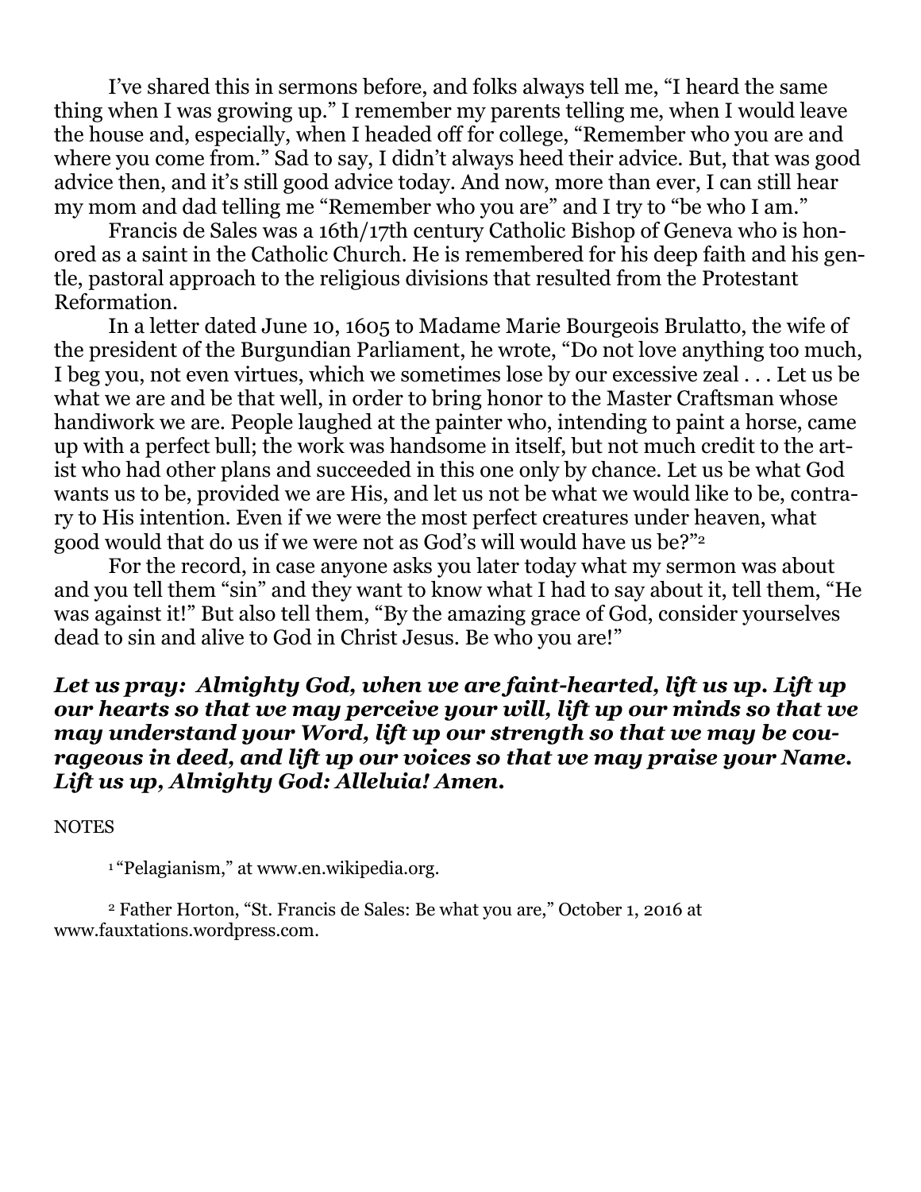I've shared this in sermons before, and folks always tell me, "I heard the same thing when I was growing up." I remember my parents telling me, when I would leave the house and, especially, when I headed off for college, "Remember who you are and where you come from." Sad to say, I didn't always heed their advice. But, that was good advice then, and it's still good advice today. And now, more than ever, I can still hear my mom and dad telling me "Remember who you are" and I try to "be who I am."

Francis de Sales was a 16th/17th century Catholic Bishop of Geneva who is honored as a saint in the Catholic Church. He is remembered for his deep faith and his gentle, pastoral approach to the religious divisions that resulted from the Protestant Reformation.

In a letter dated June 10, 1605 to Madame Marie Bourgeois Brulatto, the wife of the president of the Burgundian Parliament, he wrote, "Do not love anything too much, I beg you, not even virtues, which we sometimes lose by our excessive zeal . . . Let us be what we are and be that well, in order to bring honor to the Master Craftsman whose handiwork we are. People laughed at the painter who, intending to paint a horse, came up with a perfect bull; the work was handsome in itself, but not much credit to the artist who had other plans and succeeded in this one only by chance. Let us be what God wants us to be, provided we are His, and let us not be what we would like to be, contrary to His intention. Even if we were the most perfect creatures under heaven, what good would that do us if we were not as God's will would have us be?"[2]

For the record, in case anyone asks you later today what my sermon was about and you tell them "sin" and they want to know what I had to say about it, tell them, "He was against it!" But also tell them, "By the amazing grace of God, consider yourselves dead to sin and alive to God in Christ Jesus. Be who you are!"

***Let us pray: Almighty God, when we are faint-hearted, lift us up. Lift up our hearts so that we may perceive your will, lift up our minds so that we may understand your Word, lift up our strength so that we may be courageous in deed, and lift up our voices so that we may praise your Name. Lift us up, Almighty God: Alleluia! Amen.***

NOTES

[1] "Pelagianism," at www.en.wikipedia.org.

[2] Father Horton, "St. Francis de Sales: Be what you are," October 1, 2016 at www.fauxtations.wordpress.com.